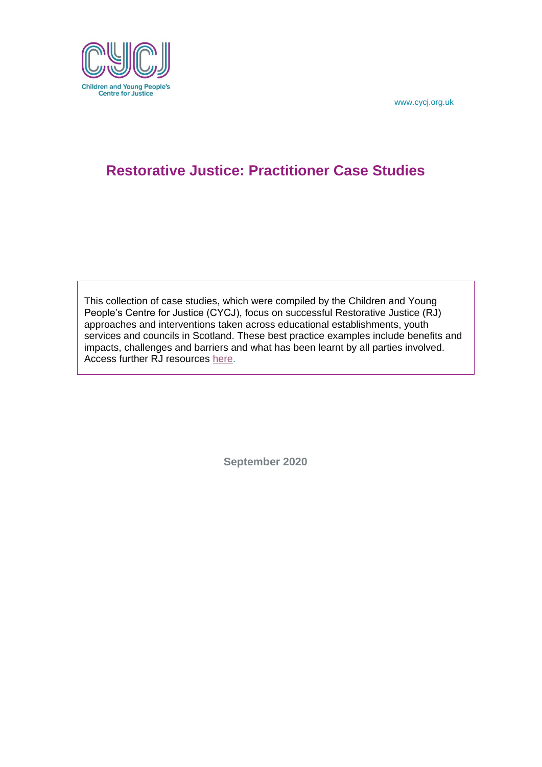Children and Young People's Centre for Justice

www.cycj.org.uk

# Restorative Justice: Practitioner Case Studies

This collection of case studies, which were compiled by the Children and Young People's Centre for Justice (CYCJ), focus on successful Restorative Justice (RJ) approaches and interventions taken across educational establishments, youth services and councils in Scotland. These best practice examples include benefits and impacts, challenges and barriers and what has been learnt by all parties involved. Access further RJ resources here.

**September 2020**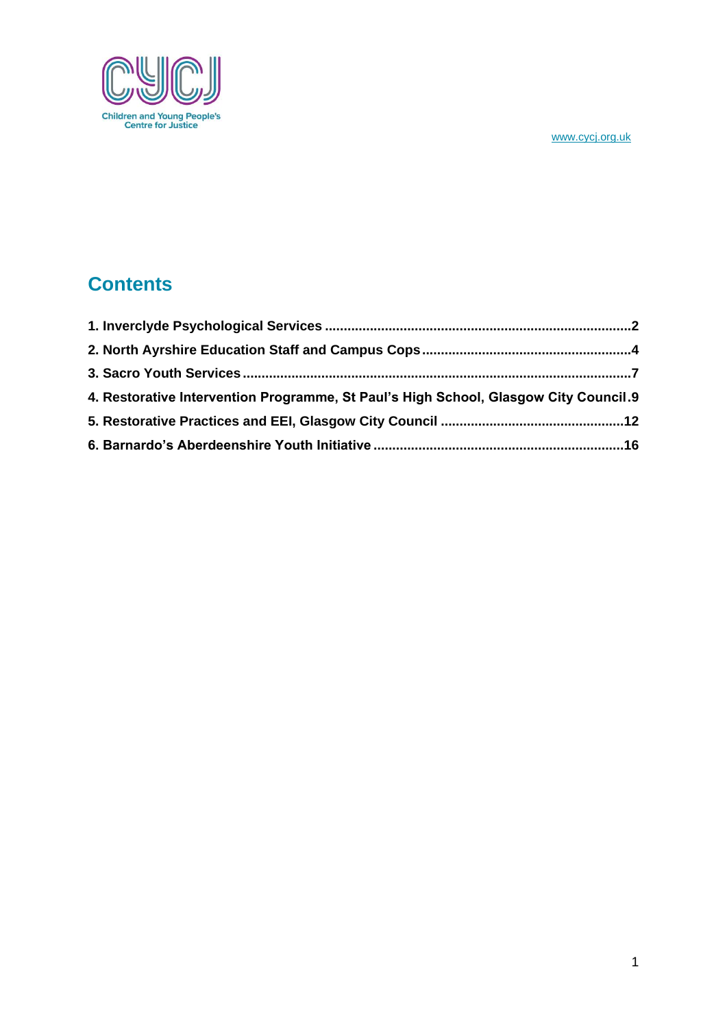Children and Young People's Centre for Justice

www.cycj.org.uk

## Contents

**1. Inverclyde Psychological Services ....................................................................2**

**2. North Ayrshire Education Staff and Campus Cops ..........................................4**

**3. Sacro Youth Services .........................................................................................7**

**4. Restorative Intervention Programme, St Paul's High School, Glasgow City Council .9**

**5. Restorative Practices and EEI, Glasgow City Council ....................................12**

**6. Barnardo's Aberdeenshire Youth Initiative .....................................................16**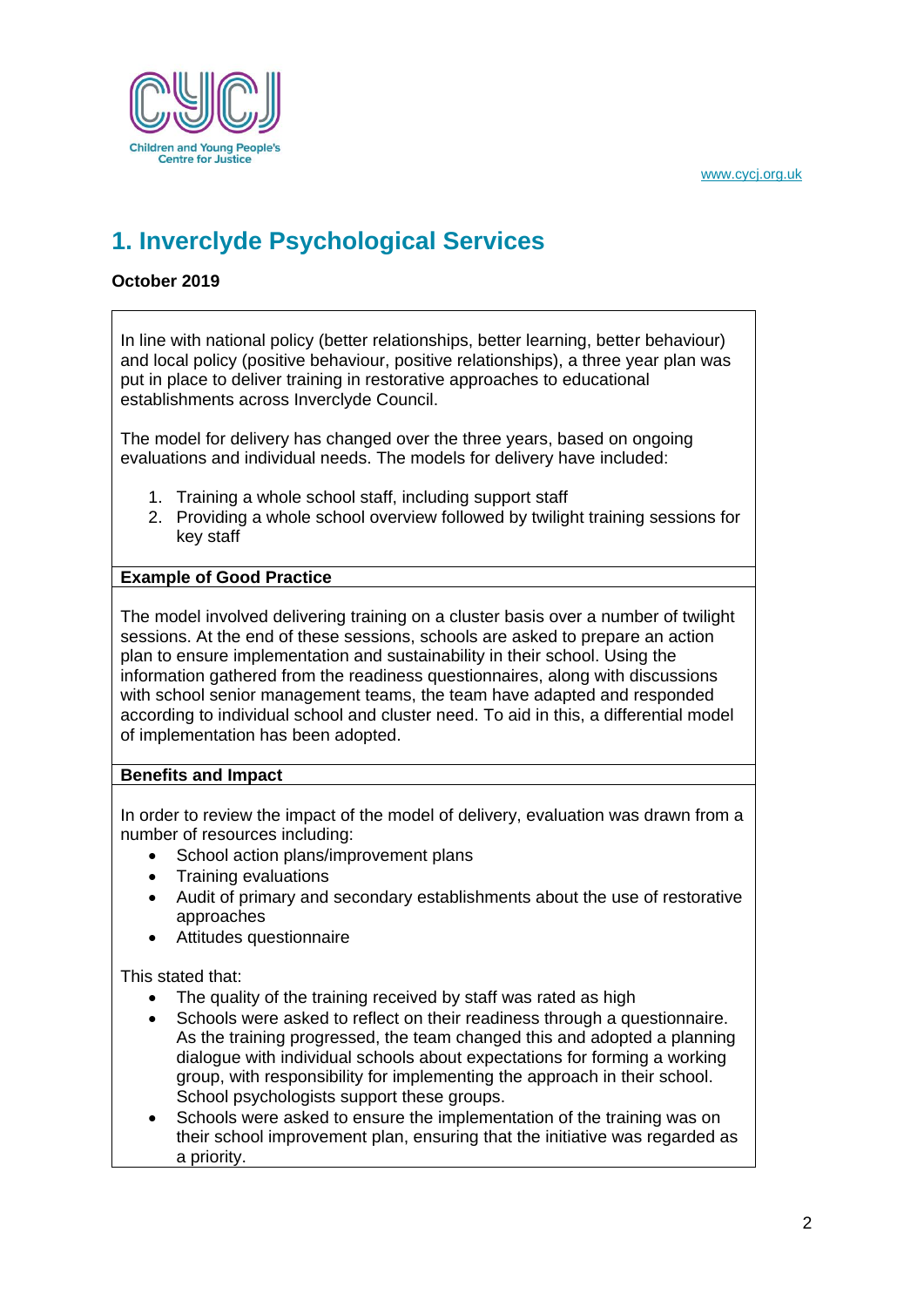# 1. Inverclyde Psychological Services

**October 2019**

In line with national policy (better relationships, better learning, better behaviour) and local policy (positive behaviour, positive relationships), a three year plan was put in place to deliver training in restorative approaches to educational establishments across Inverclyde Council.

The model for delivery has changed over the three years, based on ongoing evaluations and individual needs. The models for delivery have included:

1. Training a whole school staff, including support staff
2. Providing a whole school overview followed by twilight training sessions for key staff

**Example of Good Practice**

The model involved delivering training on a cluster basis over a number of twilight sessions. At the end of these sessions, schools are asked to prepare an action plan to ensure implementation and sustainability in their school. Using the information gathered from the readiness questionnaires, along with discussions with school senior management teams, the team have adapted and responded according to individual school and cluster need. To aid in this, a differential model of implementation has been adopted.

**Benefits and Impact**

In order to review the impact of the model of delivery, evaluation was drawn from a number of resources including:

- School action plans/improvement plans
- Training evaluations
- Audit of primary and secondary establishments about the use of restorative approaches
- Attitudes questionnaire

This stated that:

- The quality of the training received by staff was rated as high
- Schools were asked to reflect on their readiness through a questionnaire. As the training progressed, the team changed this and adopted a planning dialogue with individual schools about expectations for forming a working group, with responsibility for implementing the approach in their school. School psychologists support these groups.
- Schools were asked to ensure the implementation of the training was on their school improvement plan, ensuring that the initiative was regarded as a priority.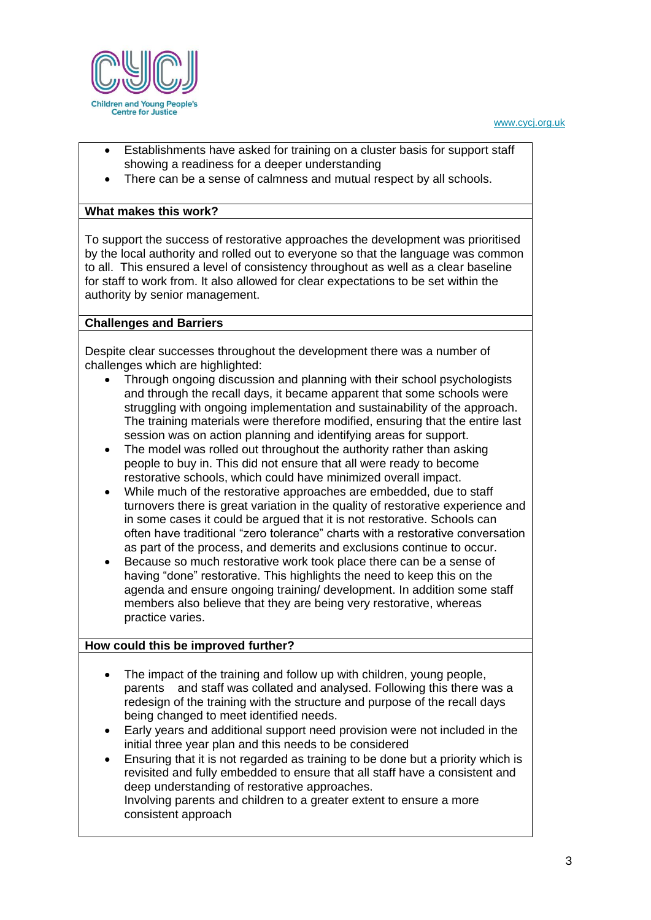- Establishments have asked for training on a cluster basis for support staff showing a readiness for a deeper understanding
- There can be a sense of calmness and mutual respect by all schools.

**What makes this work?**

To support the success of restorative approaches the development was prioritised by the local authority and rolled out to everyone so that the language was common to all. This ensured a level of consistency throughout as well as a clear baseline for staff to work from. It also allowed for clear expectations to be set within the authority by senior management.

**Challenges and Barriers**

Despite clear successes throughout the development there was a number of challenges which are highlighted:

- Through ongoing discussion and planning with their school psychologists and through the recall days, it became apparent that some schools were struggling with ongoing implementation and sustainability of the approach. The training materials were therefore modified, ensuring that the entire last session was on action planning and identifying areas for support.
- The model was rolled out throughout the authority rather than asking people to buy in. This did not ensure that all were ready to become restorative schools, which could have minimized overall impact.
- While much of the restorative approaches are embedded, due to staff turnovers there is great variation in the quality of restorative experience and in some cases it could be argued that it is not restorative. Schools can often have traditional "zero tolerance" charts with a restorative conversation as part of the process, and demerits and exclusions continue to occur.
- Because so much restorative work took place there can be a sense of having "done" restorative. This highlights the need to keep this on the agenda and ensure ongoing training/ development. In addition some staff members also believe that they are being very restorative, whereas practice varies.

**How could this be improved further?**

- The impact of the training and follow up with children, young people, parents and staff was collated and analysed. Following this there was a redesign of the training with the structure and purpose of the recall days being changed to meet identified needs.
- Early years and additional support need provision were not included in the initial three year plan and this needs to be considered
- Ensuring that it is not regarded as training to be done but a priority which is revisited and fully embedded to ensure that all staff have a consistent and deep understanding of restorative approaches.
  Involving parents and children to a greater extent to ensure a more consistent approach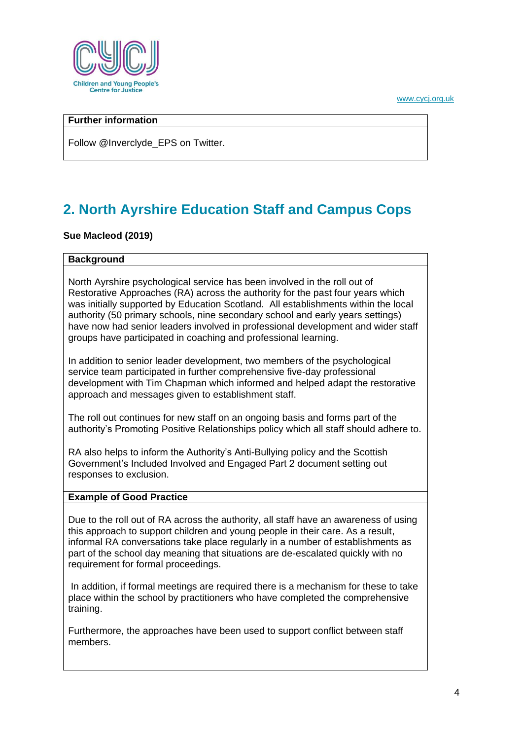| Further information |
| --- |
| Follow @Inverclyde_EPS on Twitter. |

## 2. North Ayrshire Education Staff and Campus Cops

**Sue Macleod (2019)**

**Background**

North Ayrshire psychological service has been involved in the roll out of Restorative Approaches (RA) across the authority for the past four years which was initially supported by Education Scotland. All establishments within the local authority (50 primary schools, nine secondary school and early years settings) have now had senior leaders involved in professional development and wider staff groups have participated in coaching and professional learning.

In addition to senior leader development, two members of the psychological service team participated in further comprehensive five-day professional development with Tim Chapman which informed and helped adapt the restorative approach and messages given to establishment staff.

The roll out continues for new staff on an ongoing basis and forms part of the authority's Promoting Positive Relationships policy which all staff should adhere to.

RA also helps to inform the Authority's Anti-Bullying policy and the Scottish Government's Included Involved and Engaged Part 2 document setting out responses to exclusion.

**Example of Good Practice**

Due to the roll out of RA across the authority, all staff have an awareness of using this approach to support children and young people in their care. As a result, informal RA conversations take place regularly in a number of establishments as part of the school day meaning that situations are de-escalated quickly with no requirement for formal proceedings.

In addition, if formal meetings are required there is a mechanism for these to take place within the school by practitioners who have completed the comprehensive training.

Furthermore, the approaches have been used to support conflict between staff members.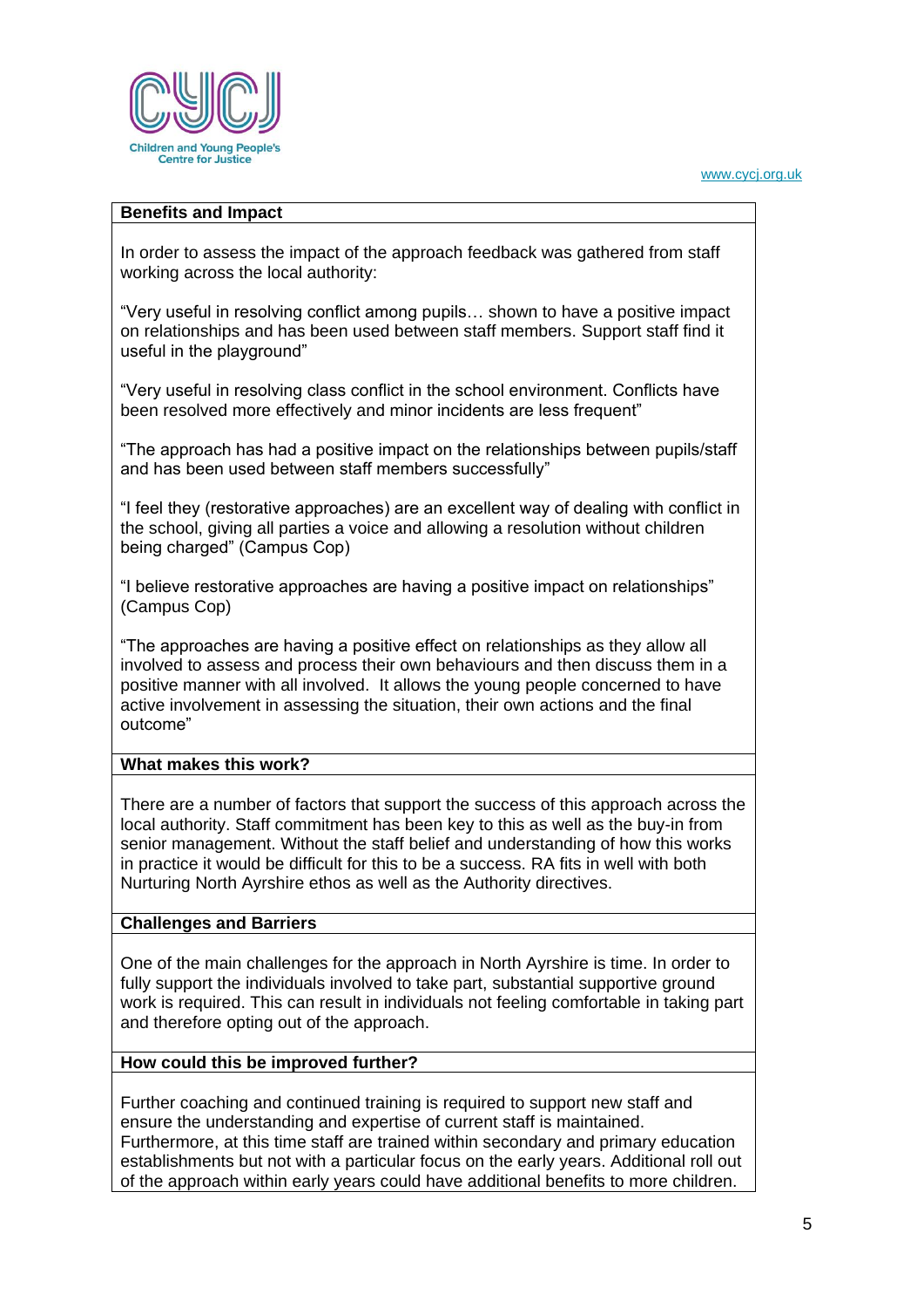## Benefits and Impact

In order to assess the impact of the approach feedback was gathered from staff working across the local authority:

"Very useful in resolving conflict among pupils… shown to have a positive impact on relationships and has been used between staff members. Support staff find it useful in the playground"

"Very useful in resolving class conflict in the school environment. Conflicts have been resolved more effectively and minor incidents are less frequent"

"The approach has had a positive impact on the relationships between pupils/staff and has been used between staff members successfully"

"I feel they (restorative approaches) are an excellent way of dealing with conflict in the school, giving all parties a voice and allowing a resolution without children being charged" (Campus Cop)

"I believe restorative approaches are having a positive impact on relationships" (Campus Cop)

"The approaches are having a positive effect on relationships as they allow all involved to assess and process their own behaviours and then discuss them in a positive manner with all involved. It allows the young people concerned to have active involvement in assessing the situation, their own actions and the final outcome"

## What makes this work?

There are a number of factors that support the success of this approach across the local authority. Staff commitment has been key to this as well as the buy-in from senior management. Without the staff belief and understanding of how this works in practice it would be difficult for this to be a success. RA fits in well with both Nurturing North Ayrshire ethos as well as the Authority directives.

## Challenges and Barriers

One of the main challenges for the approach in North Ayrshire is time. In order to fully support the individuals involved to take part, substantial supportive ground work is required. This can result in individuals not feeling comfortable in taking part and therefore opting out of the approach.

## How could this be improved further?

Further coaching and continued training is required to support new staff and ensure the understanding and expertise of current staff is maintained. Furthermore, at this time staff are trained within secondary and primary education establishments but not with a particular focus on the early years. Additional roll out of the approach within early years could have additional benefits to more children.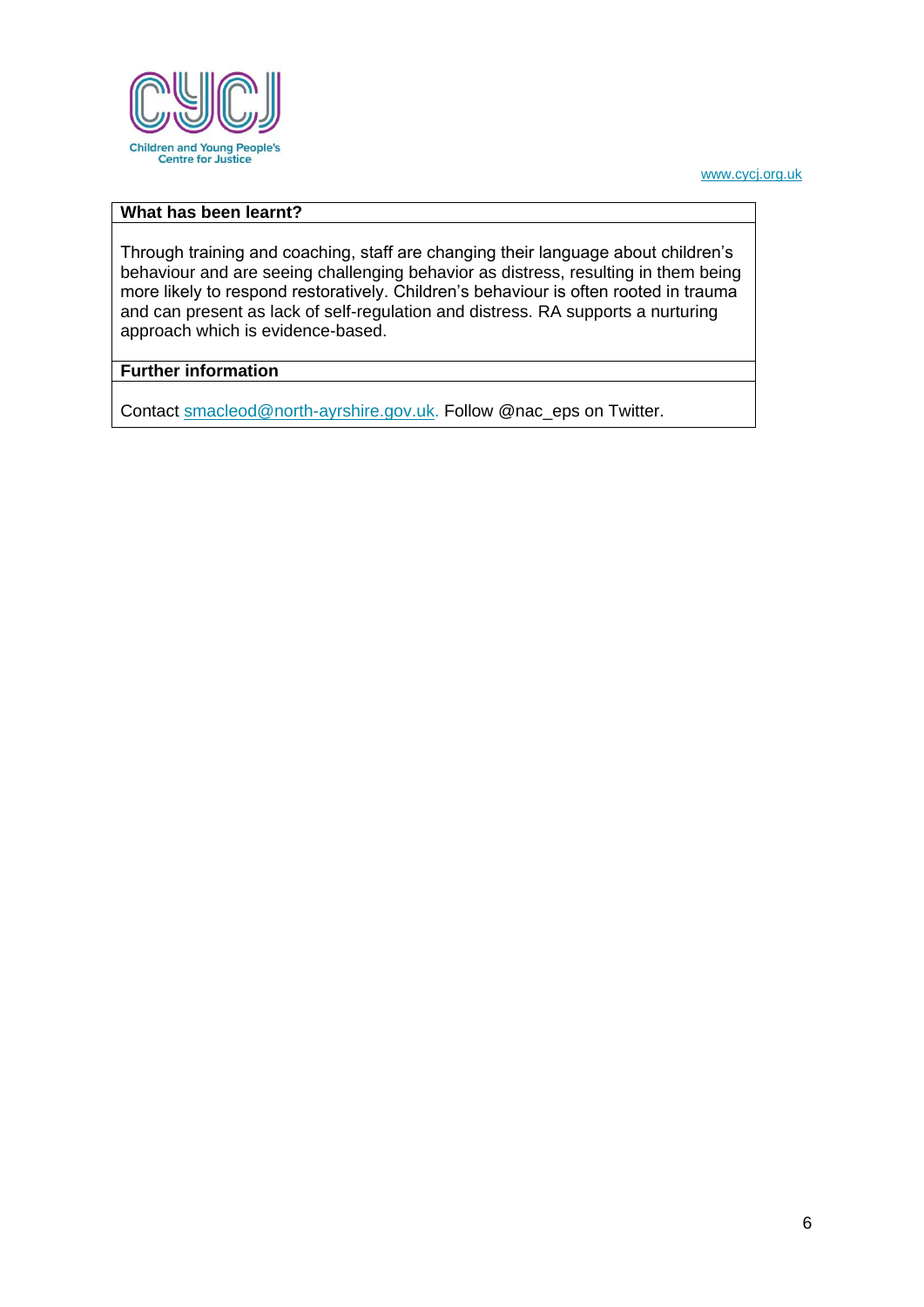**What has been learnt?**

Through training and coaching, staff are changing their language about children's behaviour and are seeing challenging behavior as distress, resulting in them being more likely to respond restoratively. Children's behaviour is often rooted in trauma and can present as lack of self-regulation and distress. RA supports a nurturing approach which is evidence-based.

**Further information**

Contact smacleod@north-ayrshire.gov.uk. Follow @nac_eps on Twitter.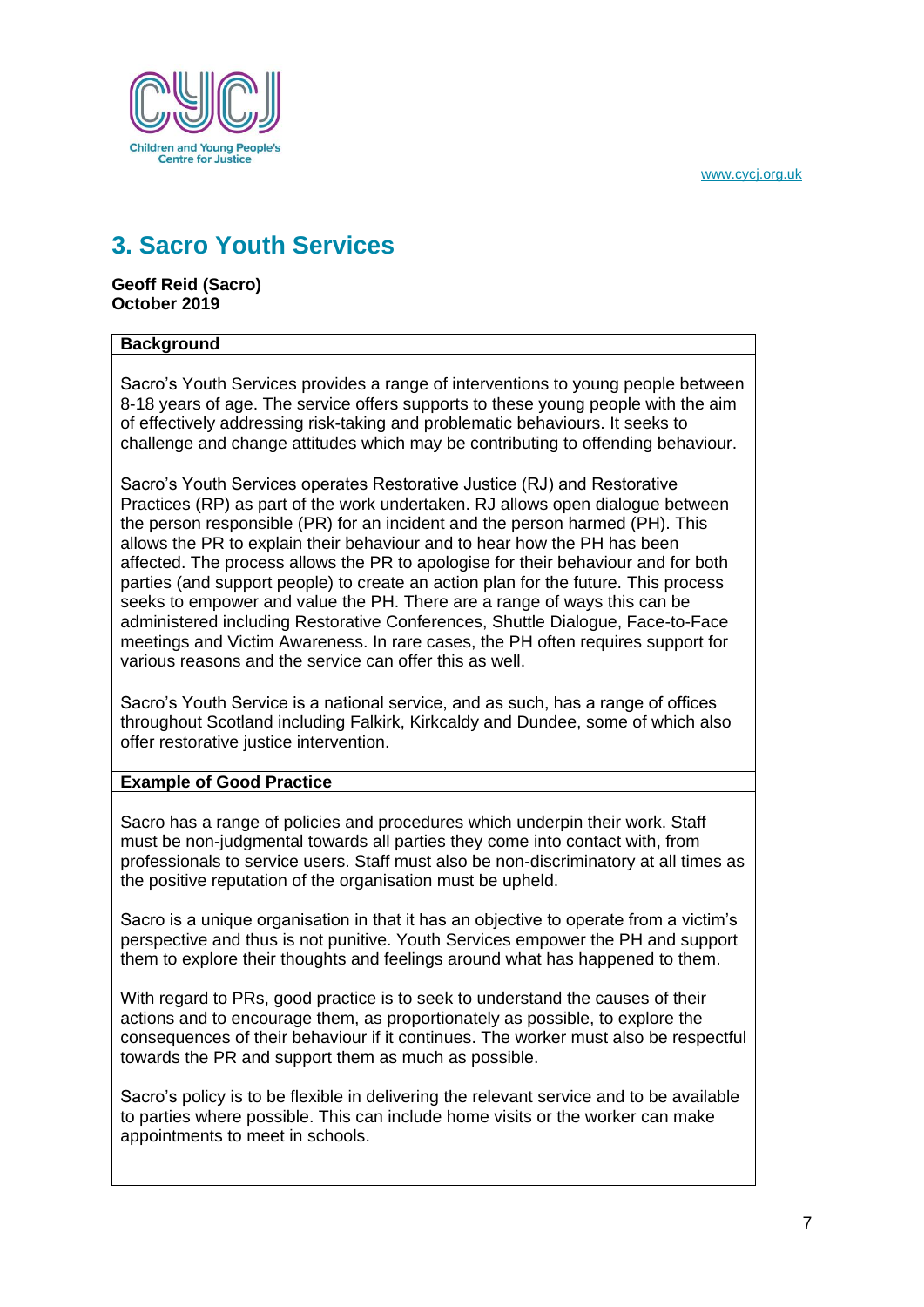## 3. Sacro Youth Services

**Geoff Reid (Sacro)**
**October 2019**

**Background**

Sacro's Youth Services provides a range of interventions to young people between 8-18 years of age. The service offers supports to these young people with the aim of effectively addressing risk-taking and problematic behaviours. It seeks to challenge and change attitudes which may be contributing to offending behaviour.

Sacro's Youth Services operates Restorative Justice (RJ) and Restorative Practices (RP) as part of the work undertaken. RJ allows open dialogue between the person responsible (PR) for an incident and the person harmed (PH). This allows the PR to explain their behaviour and to hear how the PH has been affected. The process allows the PR to apologise for their behaviour and for both parties (and support people) to create an action plan for the future. This process seeks to empower and value the PH. There are a range of ways this can be administered including Restorative Conferences, Shuttle Dialogue, Face-to-Face meetings and Victim Awareness. In rare cases, the PH often requires support for various reasons and the service can offer this as well.

Sacro's Youth Service is a national service, and as such, has a range of offices throughout Scotland including Falkirk, Kirkcaldy and Dundee, some of which also offer restorative justice intervention.

**Example of Good Practice**

Sacro has a range of policies and procedures which underpin their work. Staff must be non-judgmental towards all parties they come into contact with, from professionals to service users. Staff must also be non-discriminatory at all times as the positive reputation of the organisation must be upheld.

Sacro is a unique organisation in that it has an objective to operate from a victim's perspective and thus is not punitive. Youth Services empower the PH and support them to explore their thoughts and feelings around what has happened to them.

With regard to PRs, good practice is to seek to understand the causes of their actions and to encourage them, as proportionately as possible, to explore the consequences of their behaviour if it continues. The worker must also be respectful towards the PR and support them as much as possible.

Sacro's policy is to be flexible in delivering the relevant service and to be available to parties where possible. This can include home visits or the worker can make appointments to meet in schools.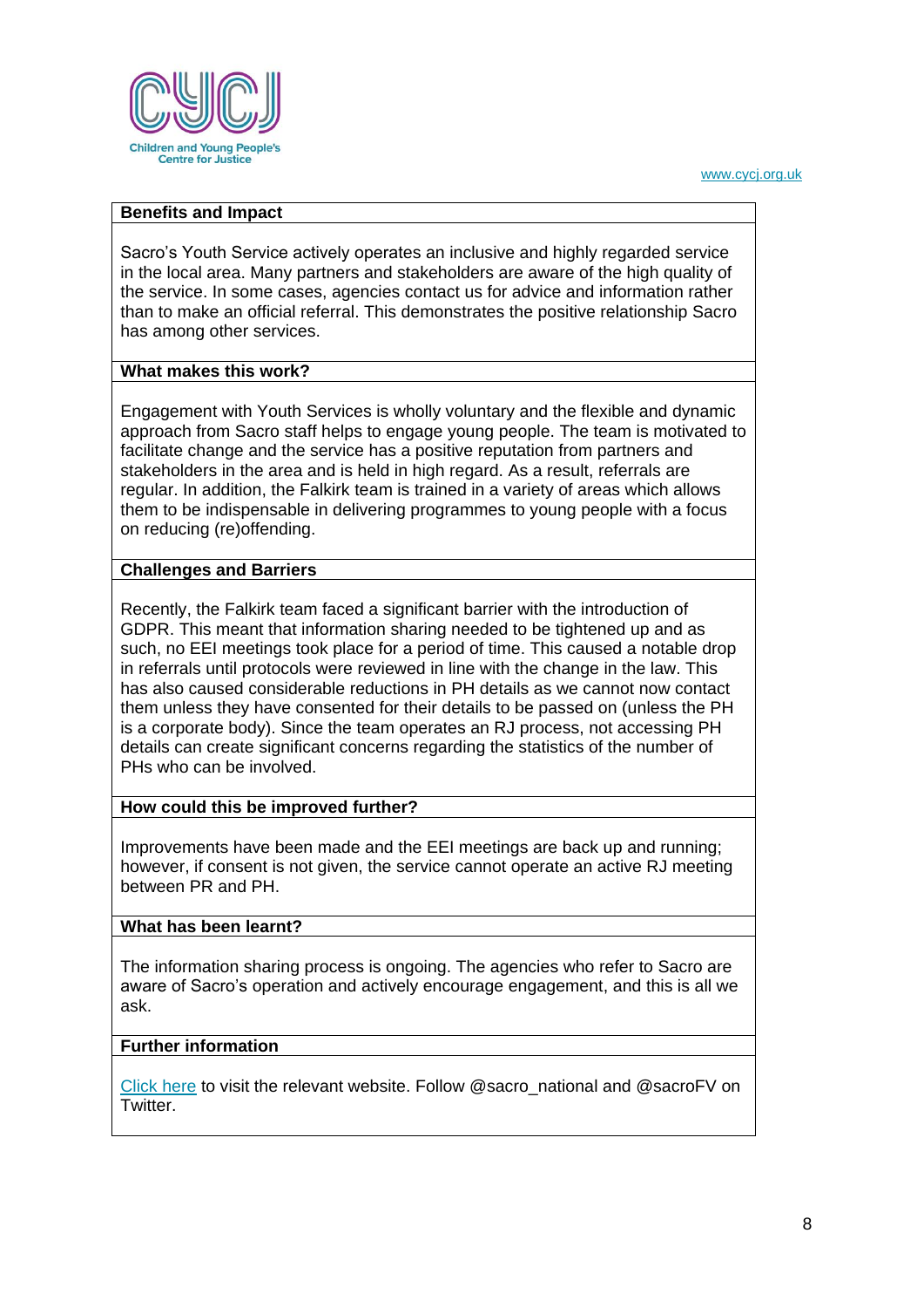## Benefits and Impact

Sacro's Youth Service actively operates an inclusive and highly regarded service in the local area. Many partners and stakeholders are aware of the high quality of the service. In some cases, agencies contact us for advice and information rather than to make an official referral. This demonstrates the positive relationship Sacro has among other services.

## What makes this work?

Engagement with Youth Services is wholly voluntary and the flexible and dynamic approach from Sacro staff helps to engage young people. The team is motivated to facilitate change and the service has a positive reputation from partners and stakeholders in the area and is held in high regard. As a result, referrals are regular. In addition, the Falkirk team is trained in a variety of areas which allows them to be indispensable in delivering programmes to young people with a focus on reducing (re)offending.

## Challenges and Barriers

Recently, the Falkirk team faced a significant barrier with the introduction of GDPR. This meant that information sharing needed to be tightened up and as such, no EEI meetings took place for a period of time. This caused a notable drop in referrals until protocols were reviewed in line with the change in the law. This has also caused considerable reductions in PH details as we cannot now contact them unless they have consented for their details to be passed on (unless the PH is a corporate body). Since the team operates an RJ process, not accessing PH details can create significant concerns regarding the statistics of the number of PHs who can be involved.

## How could this be improved further?

Improvements have been made and the EEI meetings are back up and running; however, if consent is not given, the service cannot operate an active RJ meeting between PR and PH.

## What has been learnt?

The information sharing process is ongoing. The agencies who refer to Sacro are aware of Sacro's operation and actively encourage engagement, and this is all we ask.

## Further information

Click here to visit the relevant website. Follow @sacro_national and @sacroFV on Twitter.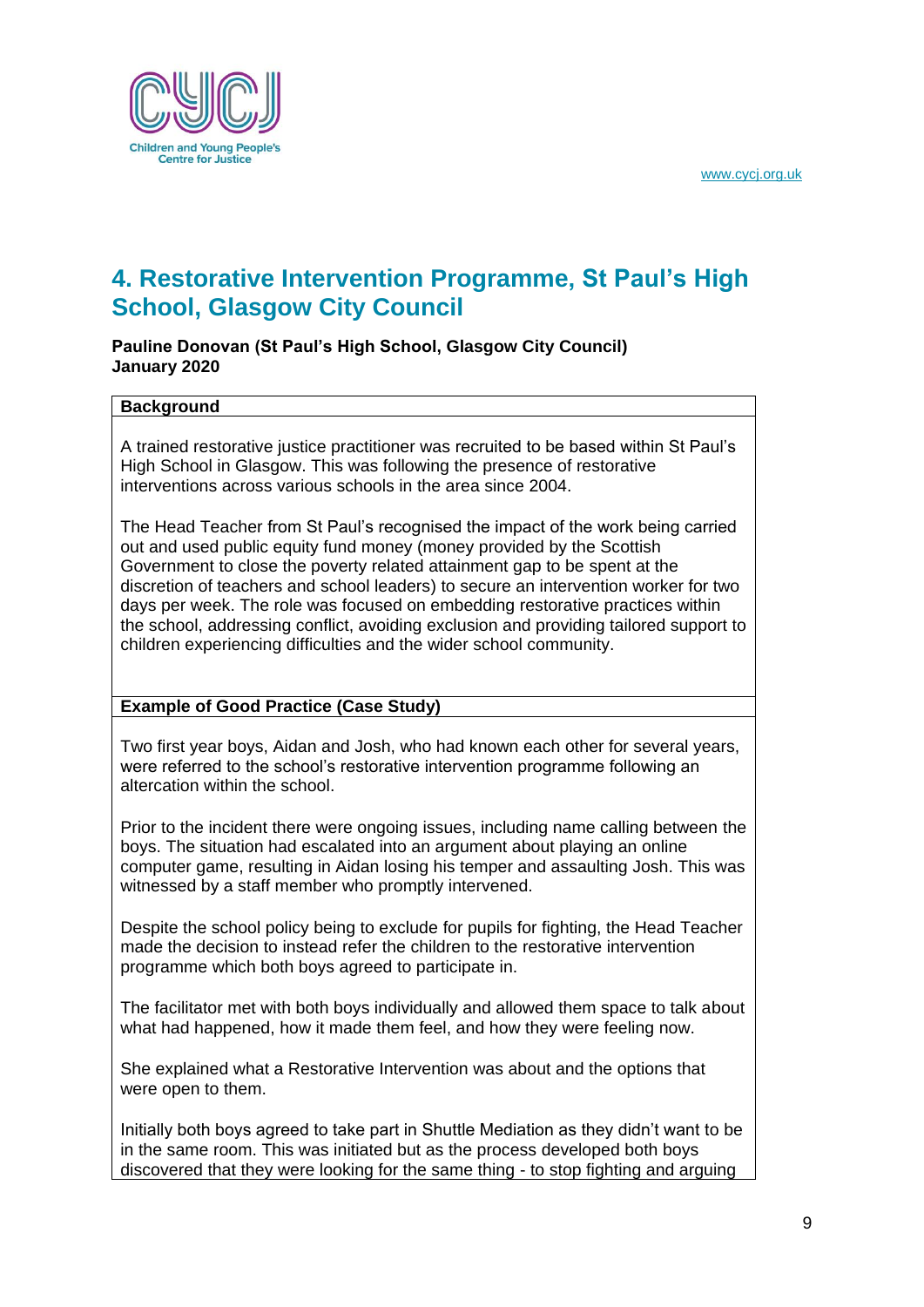## 4. Restorative Intervention Programme, St Paul's High School, Glasgow City Council

**Pauline Donovan (St Paul's High School, Glasgow City Council)**
**January 2020**

**Background**

A trained restorative justice practitioner was recruited to be based within St Paul's High School in Glasgow. This was following the presence of restorative interventions across various schools in the area since 2004.

The Head Teacher from St Paul's recognised the impact of the work being carried out and used public equity fund money (money provided by the Scottish Government to close the poverty related attainment gap to be spent at the discretion of teachers and school leaders) to secure an intervention worker for two days per week. The role was focused on embedding restorative practices within the school, addressing conflict, avoiding exclusion and providing tailored support to children experiencing difficulties and the wider school community.

**Example of Good Practice (Case Study)**

Two first year boys, Aidan and Josh, who had known each other for several years, were referred to the school's restorative intervention programme following an altercation within the school.

Prior to the incident there were ongoing issues, including name calling between the boys. The situation had escalated into an argument about playing an online computer game, resulting in Aidan losing his temper and assaulting Josh. This was witnessed by a staff member who promptly intervened.

Despite the school policy being to exclude for pupils for fighting, the Head Teacher made the decision to instead refer the children to the restorative intervention programme which both boys agreed to participate in.

The facilitator met with both boys individually and allowed them space to talk about what had happened, how it made them feel, and how they were feeling now.

She explained what a Restorative Intervention was about and the options that were open to them.

Initially both boys agreed to take part in Shuttle Mediation as they didn't want to be in the same room. This was initiated but as the process developed both boys discovered that they were looking for the same thing - to stop fighting and arguing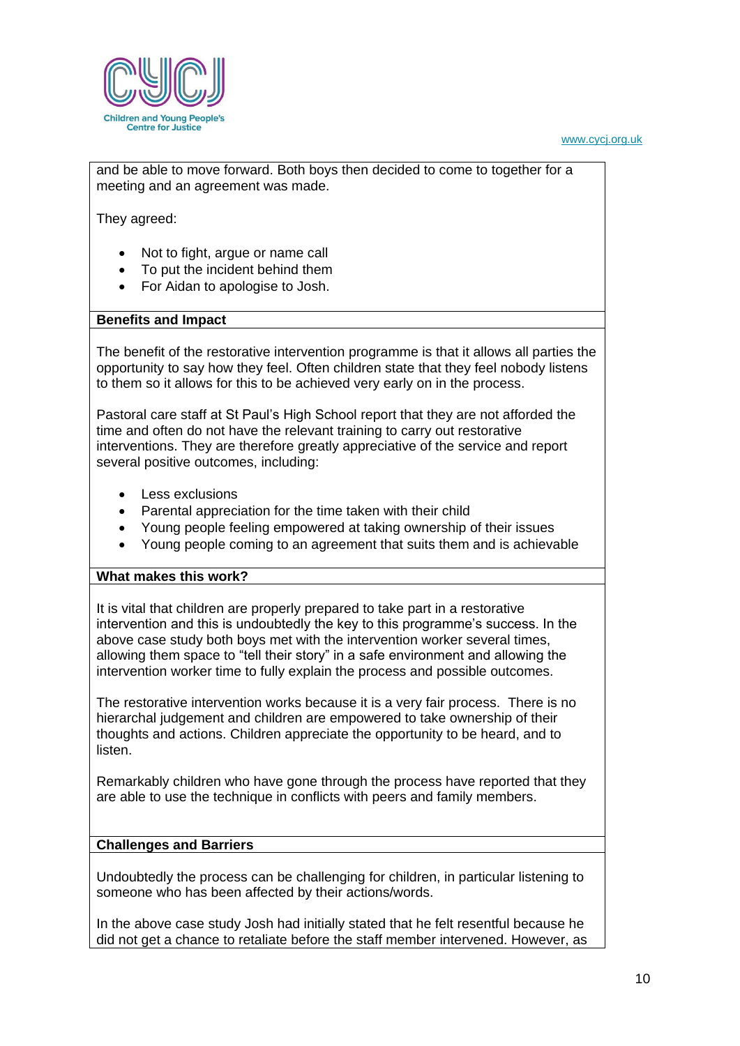and be able to move forward. Both boys then decided to come to together for a meeting and an agreement was made.

They agreed:

- Not to fight, argue or name call
- To put the incident behind them
- For Aidan to apologise to Josh.

**Benefits and Impact**

The benefit of the restorative intervention programme is that it allows all parties the opportunity to say how they feel. Often children state that they feel nobody listens to them so it allows for this to be achieved very early on in the process.

Pastoral care staff at St Paul's High School report that they are not afforded the time and often do not have the relevant training to carry out restorative interventions. They are therefore greatly appreciative of the service and report several positive outcomes, including:

- Less exclusions
- Parental appreciation for the time taken with their child
- Young people feeling empowered at taking ownership of their issues
- Young people coming to an agreement that suits them and is achievable

**What makes this work?**

It is vital that children are properly prepared to take part in a restorative intervention and this is undoubtedly the key to this programme's success. In the above case study both boys met with the intervention worker several times, allowing them space to "tell their story" in a safe environment and allowing the intervention worker time to fully explain the process and possible outcomes.

The restorative intervention works because it is a very fair process. There is no hierarchal judgement and children are empowered to take ownership of their thoughts and actions. Children appreciate the opportunity to be heard, and to listen.

Remarkably children who have gone through the process have reported that they are able to use the technique in conflicts with peers and family members.

**Challenges and Barriers**

Undoubtedly the process can be challenging for children, in particular listening to someone who has been affected by their actions/words.

In the above case study Josh had initially stated that he felt resentful because he did not get a chance to retaliate before the staff member intervened. However, as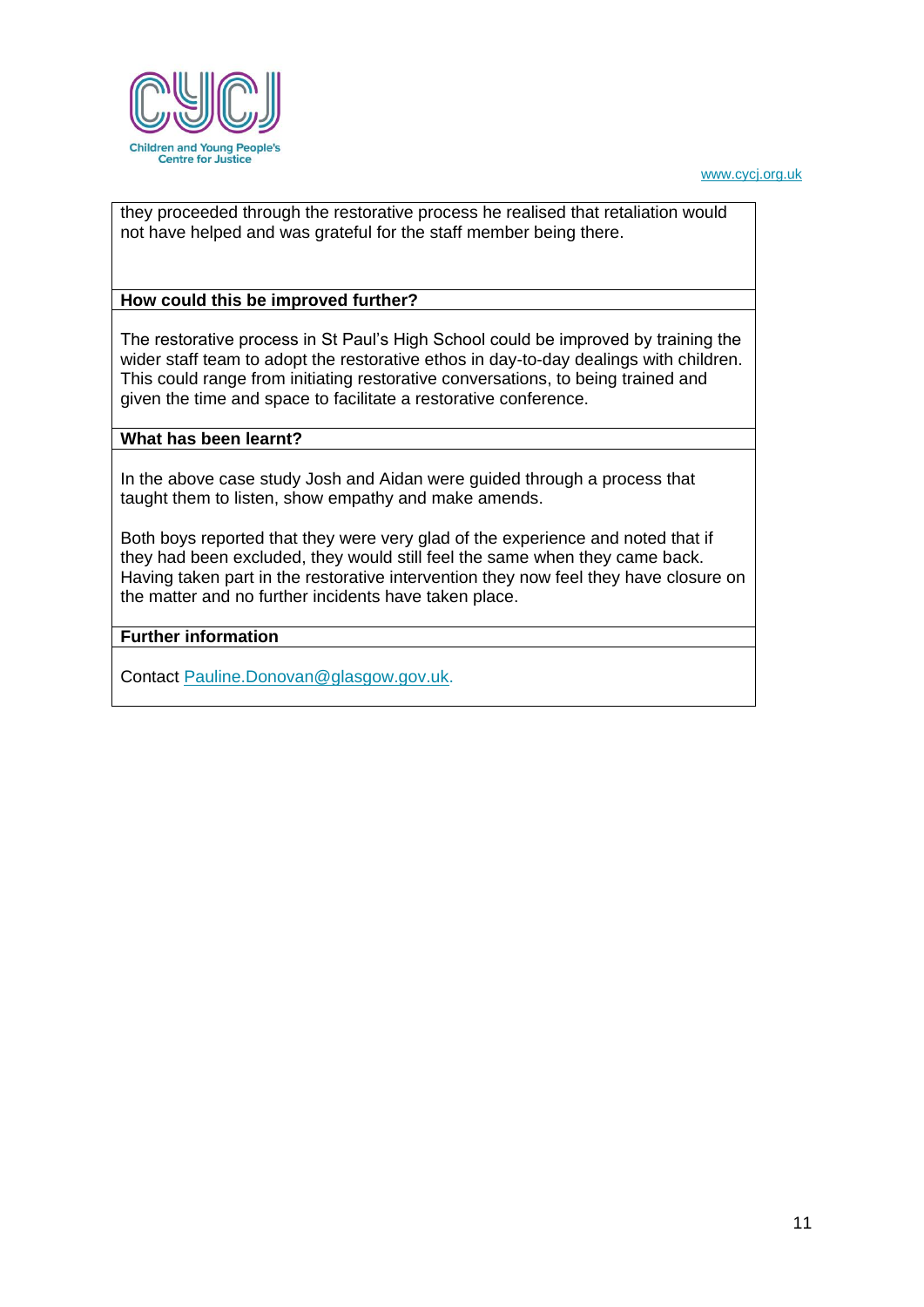they proceeded through the restorative process he realised that retaliation would not have helped and was grateful for the staff member being there.

**How could this be improved further?**

The restorative process in St Paul's High School could be improved by training the wider staff team to adopt the restorative ethos in day-to-day dealings with children. This could range from initiating restorative conversations, to being trained and given the time and space to facilitate a restorative conference.

**What has been learnt?**

In the above case study Josh and Aidan were guided through a process that taught them to listen, show empathy and make amends.

Both boys reported that they were very glad of the experience and noted that if they had been excluded, they would still feel the same when they came back. Having taken part in the restorative intervention they now feel they have closure on the matter and no further incidents have taken place.

**Further information**

Contact Pauline.Donovan@glasgow.gov.uk.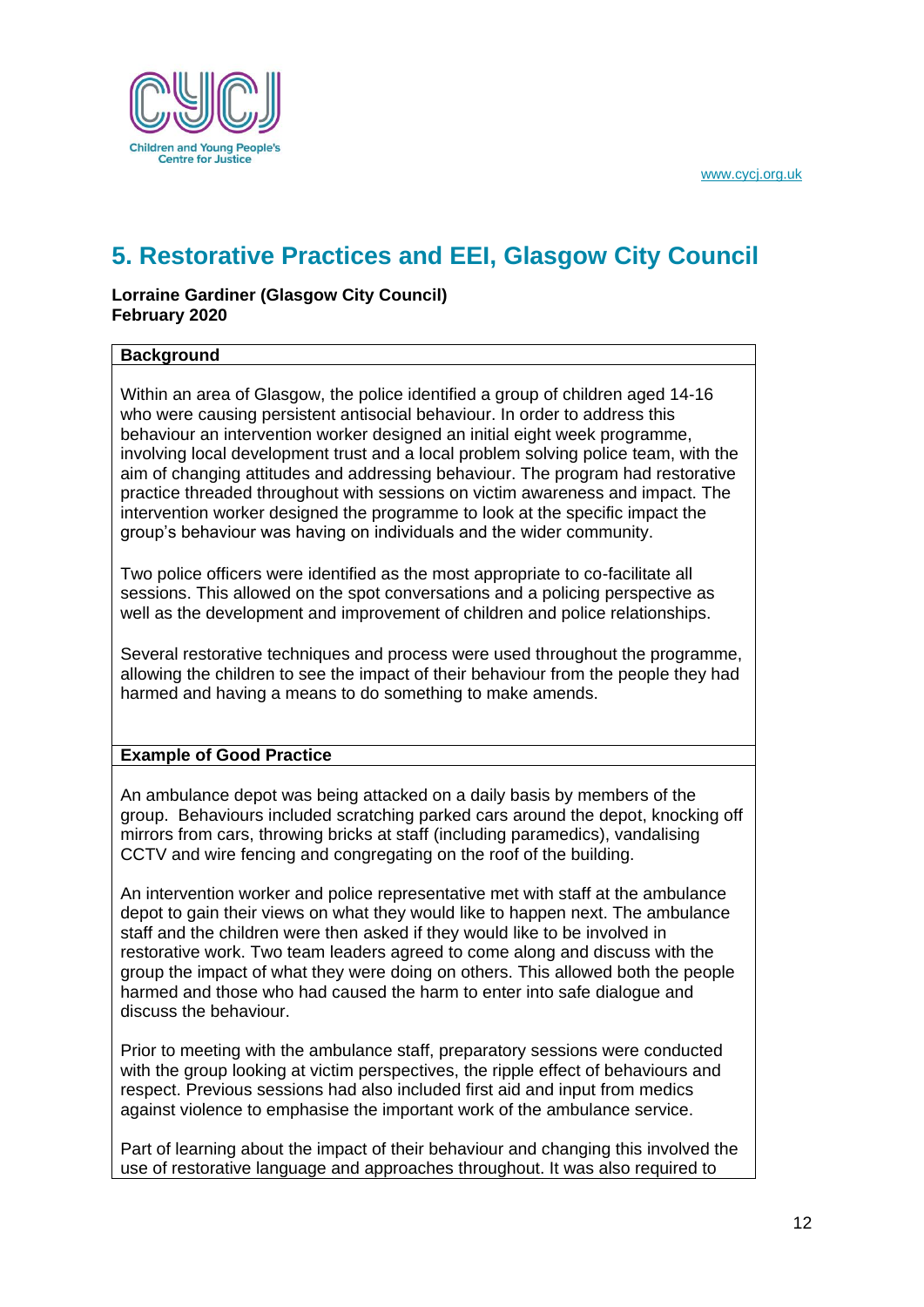## 5. Restorative Practices and EEI, Glasgow City Council

**Lorraine Gardiner (Glasgow City Council)**
**February 2020**

**Background**

Within an area of Glasgow, the police identified a group of children aged 14-16 who were causing persistent antisocial behaviour. In order to address this behaviour an intervention worker designed an initial eight week programme, involving local development trust and a local problem solving police team, with the aim of changing attitudes and addressing behaviour. The program had restorative practice threaded throughout with sessions on victim awareness and impact. The intervention worker designed the programme to look at the specific impact the group's behaviour was having on individuals and the wider community.

Two police officers were identified as the most appropriate to co-facilitate all sessions. This allowed on the spot conversations and a policing perspective as well as the development and improvement of children and police relationships.

Several restorative techniques and process were used throughout the programme, allowing the children to see the impact of their behaviour from the people they had harmed and having a means to do something to make amends.

**Example of Good Practice**

An ambulance depot was being attacked on a daily basis by members of the group. Behaviours included scratching parked cars around the depot, knocking off mirrors from cars, throwing bricks at staff (including paramedics), vandalising CCTV and wire fencing and congregating on the roof of the building.

An intervention worker and police representative met with staff at the ambulance depot to gain their views on what they would like to happen next. The ambulance staff and the children were then asked if they would like to be involved in restorative work. Two team leaders agreed to come along and discuss with the group the impact of what they were doing on others. This allowed both the people harmed and those who had caused the harm to enter into safe dialogue and discuss the behaviour.

Prior to meeting with the ambulance staff, preparatory sessions were conducted with the group looking at victim perspectives, the ripple effect of behaviours and respect. Previous sessions had also included first aid and input from medics against violence to emphasise the important work of the ambulance service.

Part of learning about the impact of their behaviour and changing this involved the use of restorative language and approaches throughout. It was also required to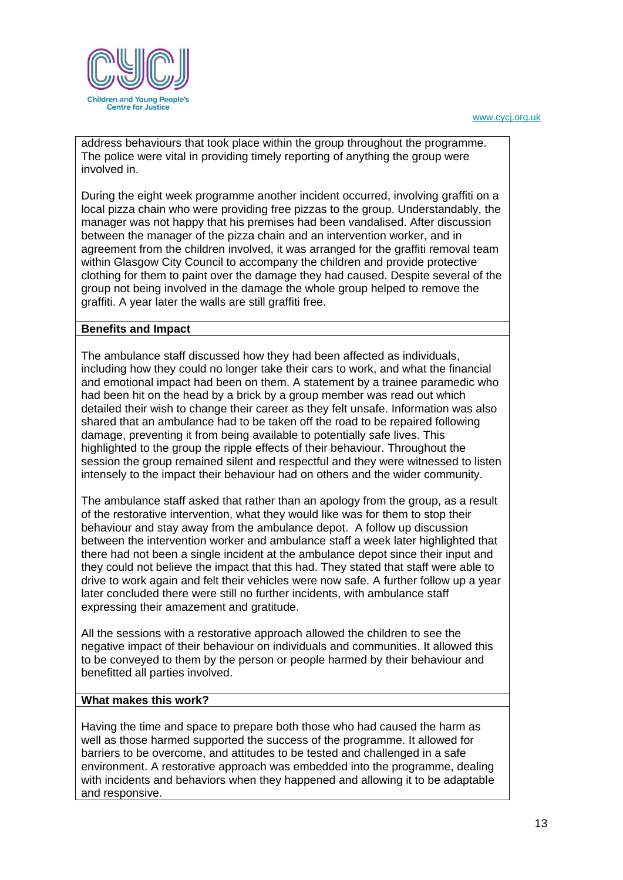address behaviours that took place within the group throughout the programme. The police were vital in providing timely reporting of anything the group were involved in.

During the eight week programme another incident occurred, involving graffiti on a local pizza chain who were providing free pizzas to the group. Understandably, the manager was not happy that his premises had been vandalised. After discussion between the manager of the pizza chain and an intervention worker, and in agreement from the children involved, it was arranged for the graffiti removal team within Glasgow City Council to accompany the children and provide protective clothing for them to paint over the damage they had caused. Despite several of the group not being involved in the damage the whole group helped to remove the graffiti. A year later the walls are still graffiti free.

**Benefits and Impact**

The ambulance staff discussed how they had been affected as individuals, including how they could no longer take their cars to work, and what the financial and emotional impact had been on them. A statement by a trainee paramedic who had been hit on the head by a brick by a group member was read out which detailed their wish to change their career as they felt unsafe. Information was also shared that an ambulance had to be taken off the road to be repaired following damage, preventing it from being available to potentially safe lives. This highlighted to the group the ripple effects of their behaviour. Throughout the session the group remained silent and respectful and they were witnessed to listen intensely to the impact their behaviour had on others and the wider community.

The ambulance staff asked that rather than an apology from the group, as a result of the restorative intervention, what they would like was for them to stop their behaviour and stay away from the ambulance depot. A follow up discussion between the intervention worker and ambulance staff a week later highlighted that there had not been a single incident at the ambulance depot since their input and they could not believe the impact that this had. They stated that staff were able to drive to work again and felt their vehicles were now safe. A further follow up a year later concluded there were still no further incidents, with ambulance staff expressing their amazement and gratitude.

All the sessions with a restorative approach allowed the children to see the negative impact of their behaviour on individuals and communities. It allowed this to be conveyed to them by the person or people harmed by their behaviour and benefitted all parties involved.

**What makes this work?**

Having the time and space to prepare both those who had caused the harm as well as those harmed supported the success of the programme. It allowed for barriers to be overcome, and attitudes to be tested and challenged in a safe environment. A restorative approach was embedded into the programme, dealing with incidents and behaviors when they happened and allowing it to be adaptable and responsive.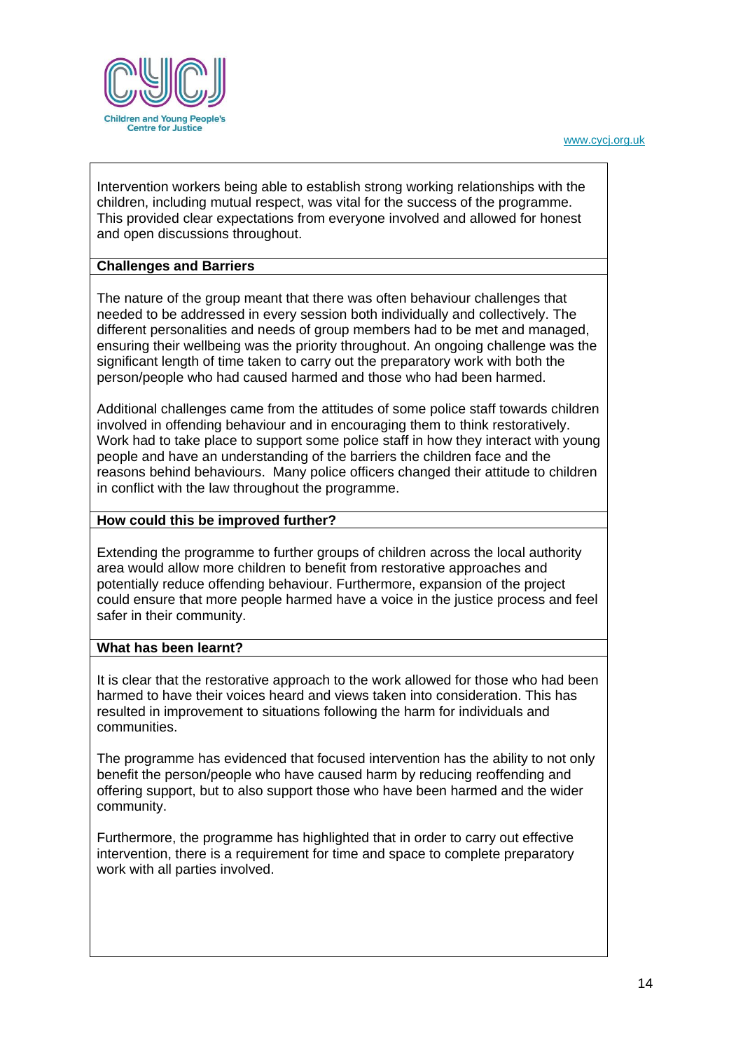Intervention workers being able to establish strong working relationships with the children, including mutual respect, was vital for the success of the programme. This provided clear expectations from everyone involved and allowed for honest and open discussions throughout.

**Challenges and Barriers**

The nature of the group meant that there was often behaviour challenges that needed to be addressed in every session both individually and collectively. The different personalities and needs of group members had to be met and managed, ensuring their wellbeing was the priority throughout. An ongoing challenge was the significant length of time taken to carry out the preparatory work with both the person/people who had caused harmed and those who had been harmed.

Additional challenges came from the attitudes of some police staff towards children involved in offending behaviour and in encouraging them to think restoratively. Work had to take place to support some police staff in how they interact with young people and have an understanding of the barriers the children face and the reasons behind behaviours. Many police officers changed their attitude to children in conflict with the law throughout the programme.

**How could this be improved further?**

Extending the programme to further groups of children across the local authority area would allow more children to benefit from restorative approaches and potentially reduce offending behaviour. Furthermore, expansion of the project could ensure that more people harmed have a voice in the justice process and feel safer in their community.

**What has been learnt?**

It is clear that the restorative approach to the work allowed for those who had been harmed to have their voices heard and views taken into consideration. This has resulted in improvement to situations following the harm for individuals and communities.

The programme has evidenced that focused intervention has the ability to not only benefit the person/people who have caused harm by reducing reoffending and offering support, but to also support those who have been harmed and the wider community.

Furthermore, the programme has highlighted that in order to carry out effective intervention, there is a requirement for time and space to complete preparatory work with all parties involved.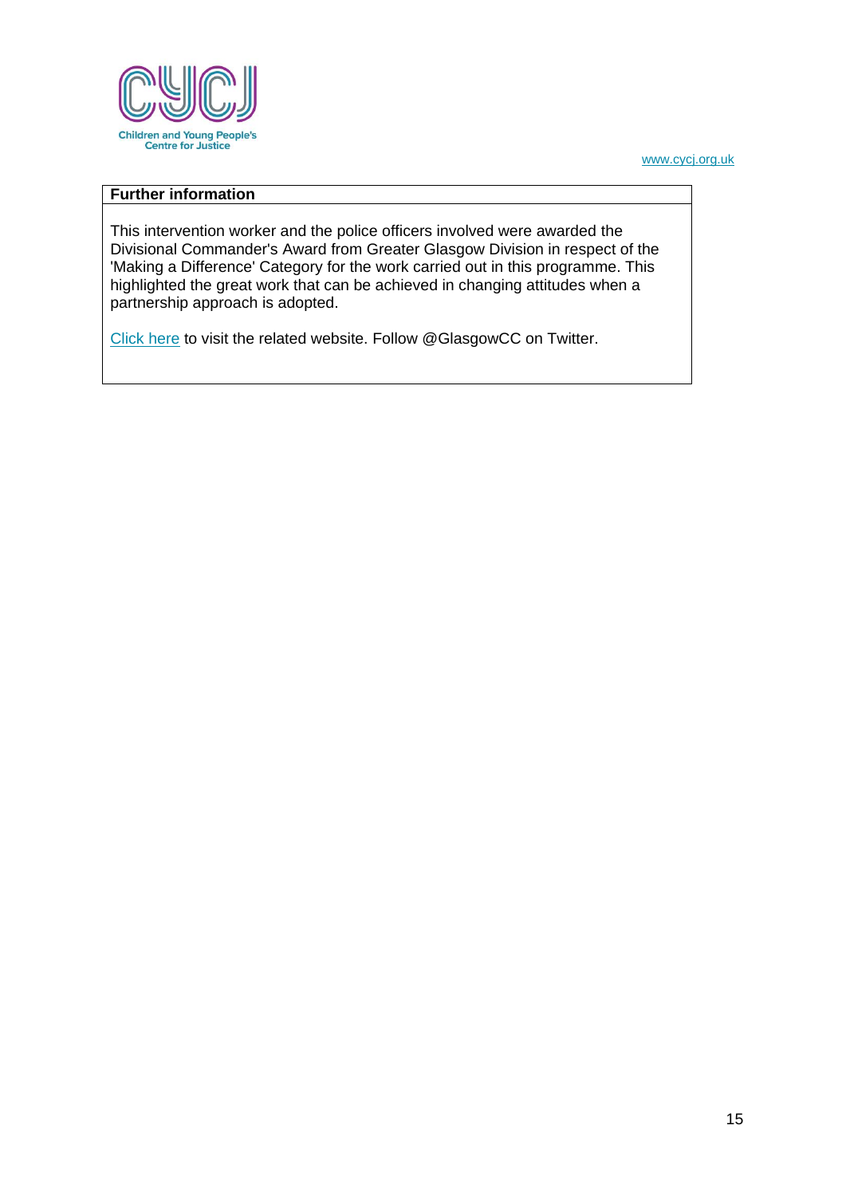| Further information |
| --- |
| This intervention worker and the police officers involved were awarded the Divisional Commander's Award from Greater Glasgow Division in respect of the 'Making a Difference' Category for the work carried out in this programme. This highlighted the great work that can be achieved in changing attitudes when a partnership approach is adopted.<br><br>Click here to visit the related website. Follow @GlasgowCC on Twitter. |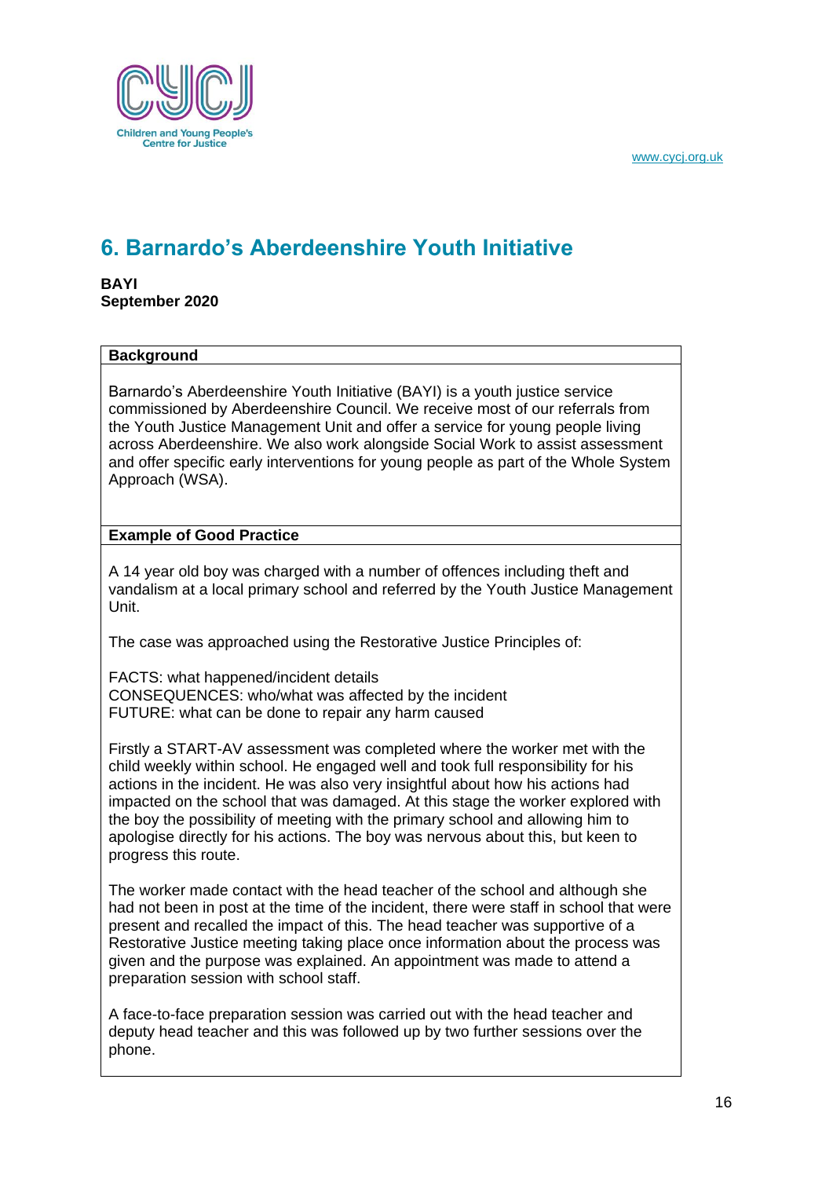## 6. Barnardo's Aberdeenshire Youth Initiative

**BAYI**
**September 2020**

| **Background** |
|---|
| Barnardo's Aberdeenshire Youth Initiative (BAYI) is a youth justice service commissioned by Aberdeenshire Council. We receive most of our referrals from the Youth Justice Management Unit and offer a service for young people living across Aberdeenshire. We also work alongside Social Work to assist assessment and offer specific early interventions for young people as part of the Whole System Approach (WSA). |

**Example of Good Practice**

A 14 year old boy was charged with a number of offences including theft and vandalism at a local primary school and referred by the Youth Justice Management Unit.

The case was approached using the Restorative Justice Principles of:

FACTS: what happened/incident details
CONSEQUENCES: who/what was affected by the incident
FUTURE: what can be done to repair any harm caused

Firstly a START-AV assessment was completed where the worker met with the child weekly within school. He engaged well and took full responsibility for his actions in the incident. He was also very insightful about how his actions had impacted on the school that was damaged. At this stage the worker explored with the boy the possibility of meeting with the primary school and allowing him to apologise directly for his actions. The boy was nervous about this, but keen to progress this route.

The worker made contact with the head teacher of the school and although she had not been in post at the time of the incident, there were staff in school that were present and recalled the impact of this. The head teacher was supportive of a Restorative Justice meeting taking place once information about the process was given and the purpose was explained. An appointment was made to attend a preparation session with school staff.

A face-to-face preparation session was carried out with the head teacher and deputy head teacher and this was followed up by two further sessions over the phone.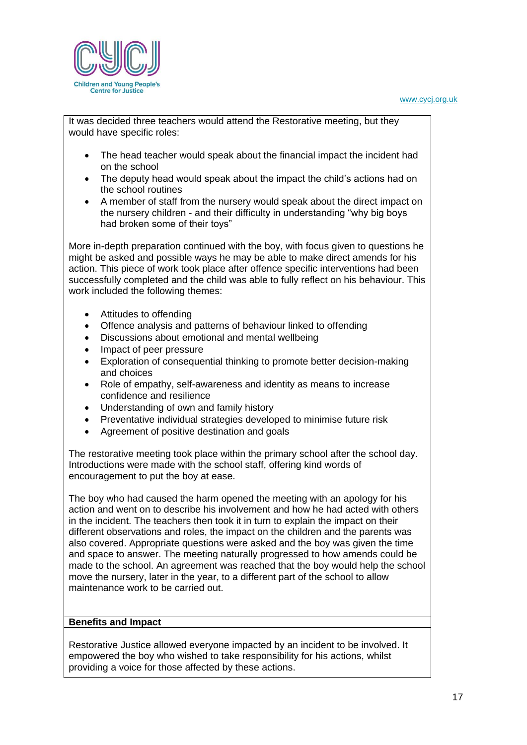It was decided three teachers would attend the Restorative meeting, but they would have specific roles:

- The head teacher would speak about the financial impact the incident had on the school
- The deputy head would speak about the impact the child's actions had on the school routines
- A member of staff from the nursery would speak about the direct impact on the nursery children - and their difficulty in understanding "why big boys had broken some of their toys"

More in-depth preparation continued with the boy, with focus given to questions he might be asked and possible ways he may be able to make direct amends for his action. This piece of work took place after offence specific interventions had been successfully completed and the child was able to fully reflect on his behaviour. This work included the following themes:

- Attitudes to offending
- Offence analysis and patterns of behaviour linked to offending
- Discussions about emotional and mental wellbeing
- Impact of peer pressure
- Exploration of consequential thinking to promote better decision-making and choices
- Role of empathy, self-awareness and identity as means to increase confidence and resilience
- Understanding of own and family history
- Preventative individual strategies developed to minimise future risk
- Agreement of positive destination and goals

The restorative meeting took place within the primary school after the school day. Introductions were made with the school staff, offering kind words of encouragement to put the boy at ease.

The boy who had caused the harm opened the meeting with an apology for his action and went on to describe his involvement and how he had acted with others in the incident. The teachers then took it in turn to explain the impact on their different observations and roles, the impact on the children and the parents was also covered. Appropriate questions were asked and the boy was given the time and space to answer. The meeting naturally progressed to how amends could be made to the school. An agreement was reached that the boy would help the school move the nursery, later in the year, to a different part of the school to allow maintenance work to be carried out.

**Benefits and Impact**

Restorative Justice allowed everyone impacted by an incident to be involved. It empowered the boy who wished to take responsibility for his actions, whilst providing a voice for those affected by these actions.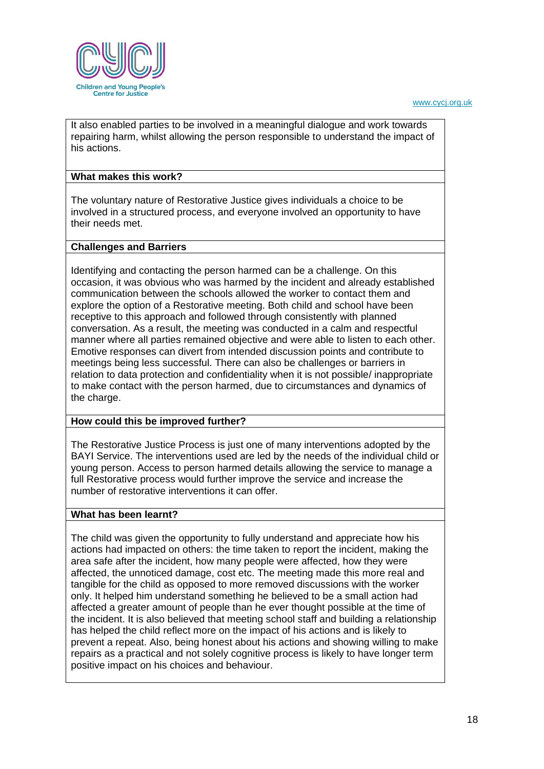It also enabled parties to be involved in a meaningful dialogue and work towards repairing harm, whilst allowing the person responsible to understand the impact of his actions.

**What makes this work?**

The voluntary nature of Restorative Justice gives individuals a choice to be involved in a structured process, and everyone involved an opportunity to have their needs met.

**Challenges and Barriers**

Identifying and contacting the person harmed can be a challenge. On this occasion, it was obvious who was harmed by the incident and already established communication between the schools allowed the worker to contact them and explore the option of a Restorative meeting. Both child and school have been receptive to this approach and followed through consistently with planned conversation. As a result, the meeting was conducted in a calm and respectful manner where all parties remained objective and were able to listen to each other. Emotive responses can divert from intended discussion points and contribute to meetings being less successful. There can also be challenges or barriers in relation to data protection and confidentiality when it is not possible/ inappropriate to make contact with the person harmed, due to circumstances and dynamics of the charge.

**How could this be improved further?**

The Restorative Justice Process is just one of many interventions adopted by the BAYI Service. The interventions used are led by the needs of the individual child or young person. Access to person harmed details allowing the service to manage a full Restorative process would further improve the service and increase the number of restorative interventions it can offer.

**What has been learnt?**

The child was given the opportunity to fully understand and appreciate how his actions had impacted on others: the time taken to report the incident, making the area safe after the incident, how many people were affected, how they were affected, the unnoticed damage, cost etc. The meeting made this more real and tangible for the child as opposed to more removed discussions with the worker only. It helped him understand something he believed to be a small action had affected a greater amount of people than he ever thought possible at the time of the incident. It is also believed that meeting school staff and building a relationship has helped the child reflect more on the impact of his actions and is likely to prevent a repeat. Also, being honest about his actions and showing willing to make repairs as a practical and not solely cognitive process is likely to have longer term positive impact on his choices and behaviour.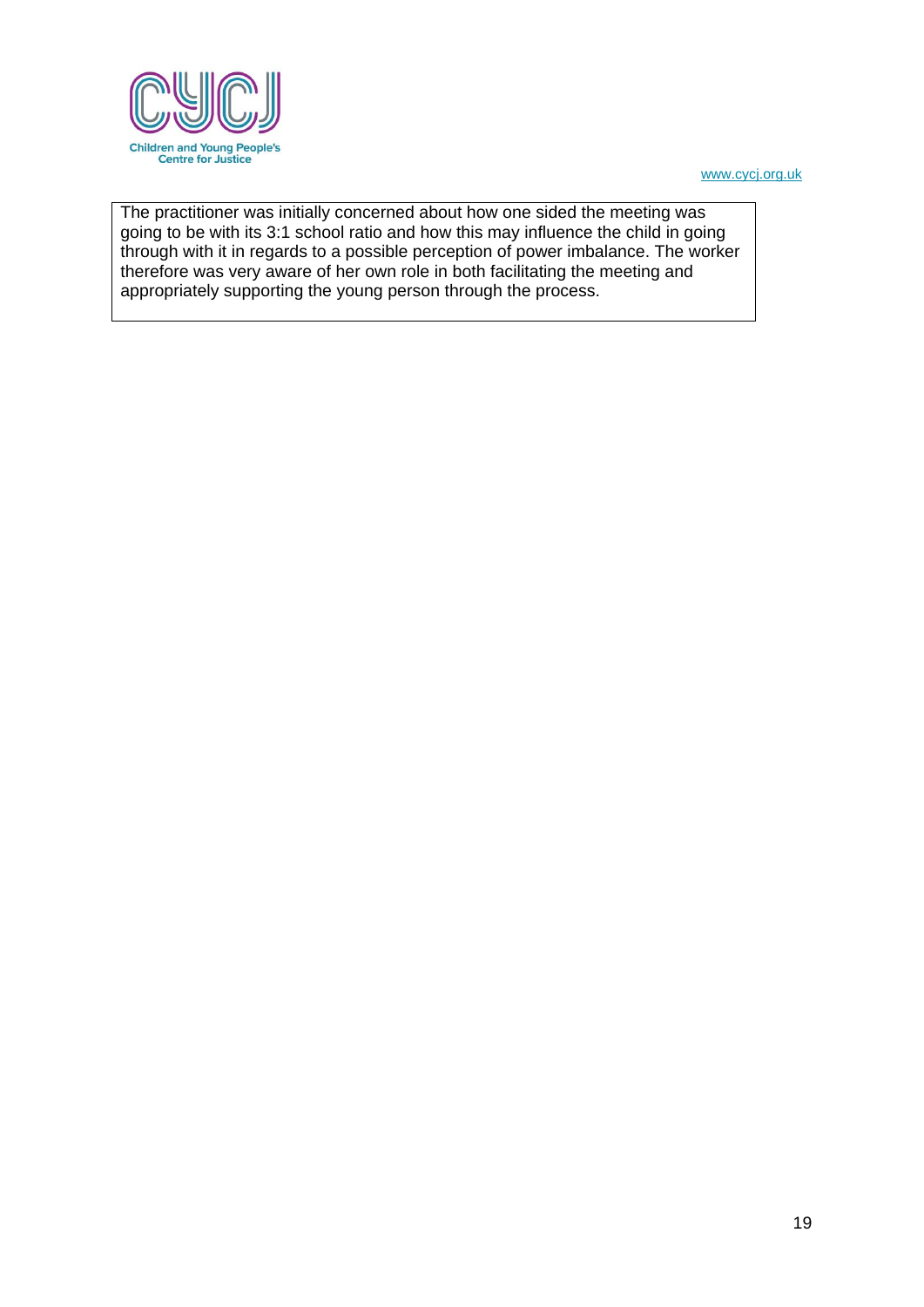The practitioner was initially concerned about how one sided the meeting was going to be with its 3:1 school ratio and how this may influence the child in going through with it in regards to a possible perception of power imbalance. The worker therefore was very aware of her own role in both facilitating the meeting and appropriately supporting the young person through the process.